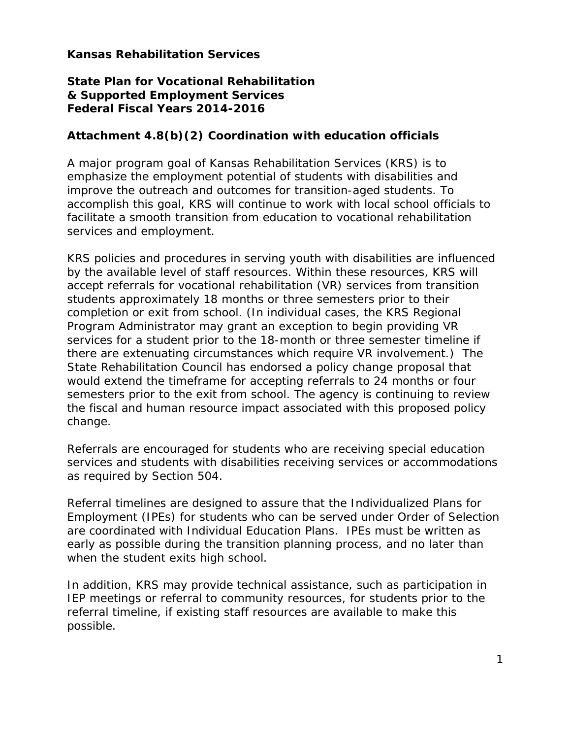**Kansas Rehabilitation Services**

**State Plan for Vocational Rehabilitation**
**& Supported Employment Services**
**Federal Fiscal Years 2014-2016**

## Attachment 4.8(b)(2) Coordination with education officials

A major program goal of Kansas Rehabilitation Services (KRS) is to emphasize the employment potential of students with disabilities and improve the outreach and outcomes for transition-aged students. To accomplish this goal, KRS will continue to work with local school officials to facilitate a smooth transition from education to vocational rehabilitation services and employment.

KRS policies and procedures in serving youth with disabilities are influenced by the available level of staff resources. Within these resources, KRS will accept referrals for vocational rehabilitation (VR) services from transition students approximately 18 months or three semesters prior to their completion or exit from school. (In individual cases, the KRS Regional Program Administrator may grant an exception to begin providing VR services for a student prior to the 18-month or three semester timeline if there are extenuating circumstances which require VR involvement.) The State Rehabilitation Council has endorsed a policy change proposal that would extend the timeframe for accepting referrals to 24 months or four semesters prior to the exit from school. The agency is continuing to review the fiscal and human resource impact associated with this proposed policy change.

Referrals are encouraged for students who are receiving special education services and students with disabilities receiving services or accommodations as required by Section 504.

Referral timelines are designed to assure that the Individualized Plans for Employment (IPEs) for students who can be served under Order of Selection are coordinated with Individual Education Plans. IPEs must be written as early as possible during the transition planning process, and no later than when the student exits high school.

In addition, KRS may provide technical assistance, such as participation in IEP meetings or referral to community resources, for students prior to the referral timeline, if existing staff resources are available to make this possible.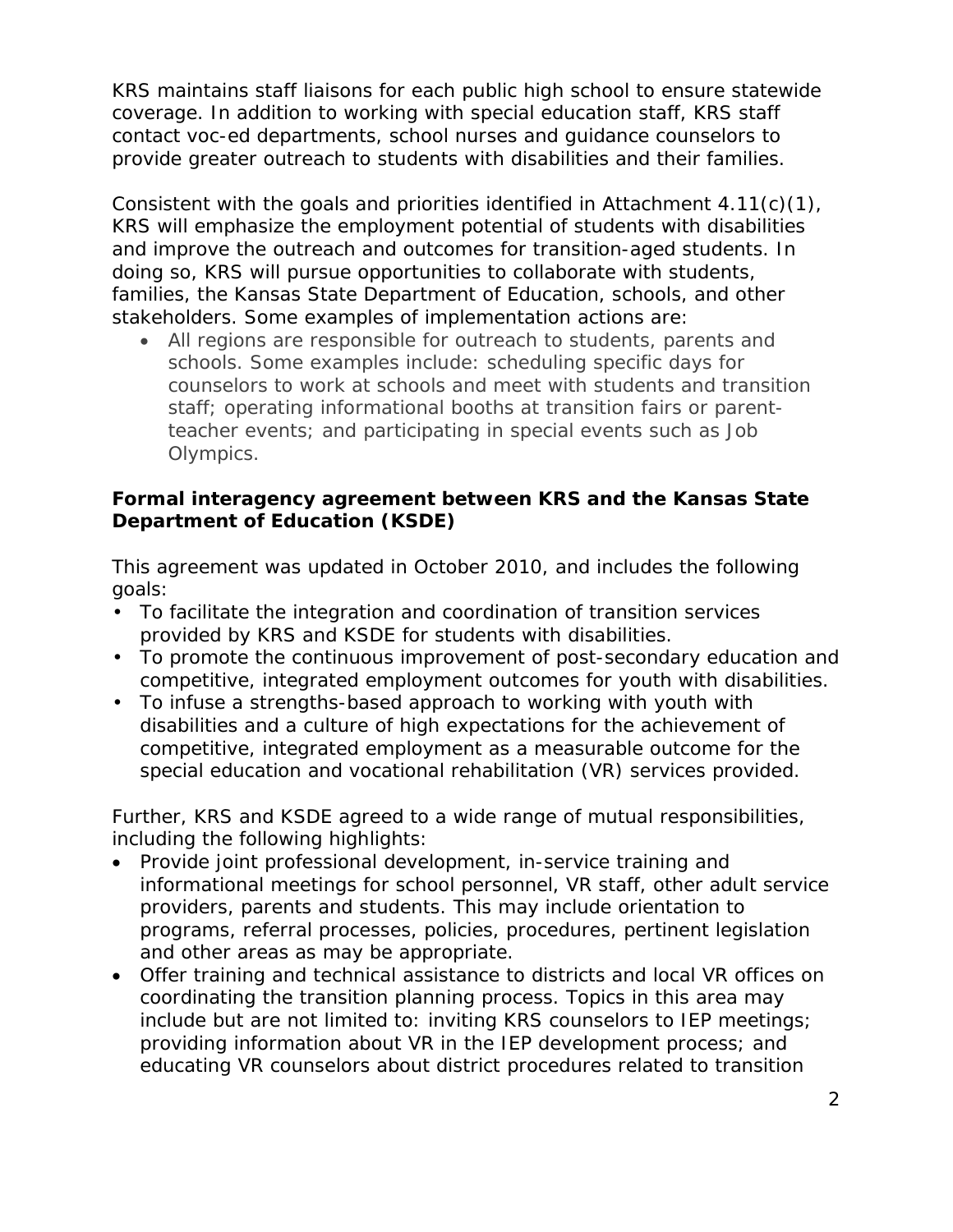KRS maintains staff liaisons for each public high school to ensure statewide coverage. In addition to working with special education staff, KRS staff contact voc-ed departments, school nurses and guidance counselors to provide greater outreach to students with disabilities and their families.

Consistent with the goals and priorities identified in Attachment 4.11(c)(1), KRS will emphasize the employment potential of students with disabilities and improve the outreach and outcomes for transition-aged students. In doing so, KRS will pursue opportunities to collaborate with students, families, the Kansas State Department of Education, schools, and other stakeholders. Some examples of implementation actions are:

- All regions are responsible for outreach to students, parents and schools. Some examples include: scheduling specific days for counselors to work at schools and meet with students and transition staff; operating informational booths at transition fairs or parent-teacher events; and participating in special events such as Job Olympics.

**Formal interagency agreement between KRS and the Kansas State Department of Education (KSDE)**

This agreement was updated in October 2010, and includes the following goals:

- To facilitate the integration and coordination of transition services provided by KRS and KSDE for students with disabilities.
- To promote the continuous improvement of post-secondary education and competitive, integrated employment outcomes for youth with disabilities.
- To infuse a strengths-based approach to working with youth with disabilities and a culture of high expectations for the achievement of competitive, integrated employment as a measurable outcome for the special education and vocational rehabilitation (VR) services provided.

Further, KRS and KSDE agreed to a wide range of mutual responsibilities, including the following highlights:

- Provide joint professional development, in-service training and informational meetings for school personnel, VR staff, other adult service providers, parents and students. This may include orientation to programs, referral processes, policies, procedures, pertinent legislation and other areas as may be appropriate.
- Offer training and technical assistance to districts and local VR offices on coordinating the transition planning process. Topics in this area may include but are not limited to: inviting KRS counselors to IEP meetings; providing information about VR in the IEP development process; and educating VR counselors about district procedures related to transition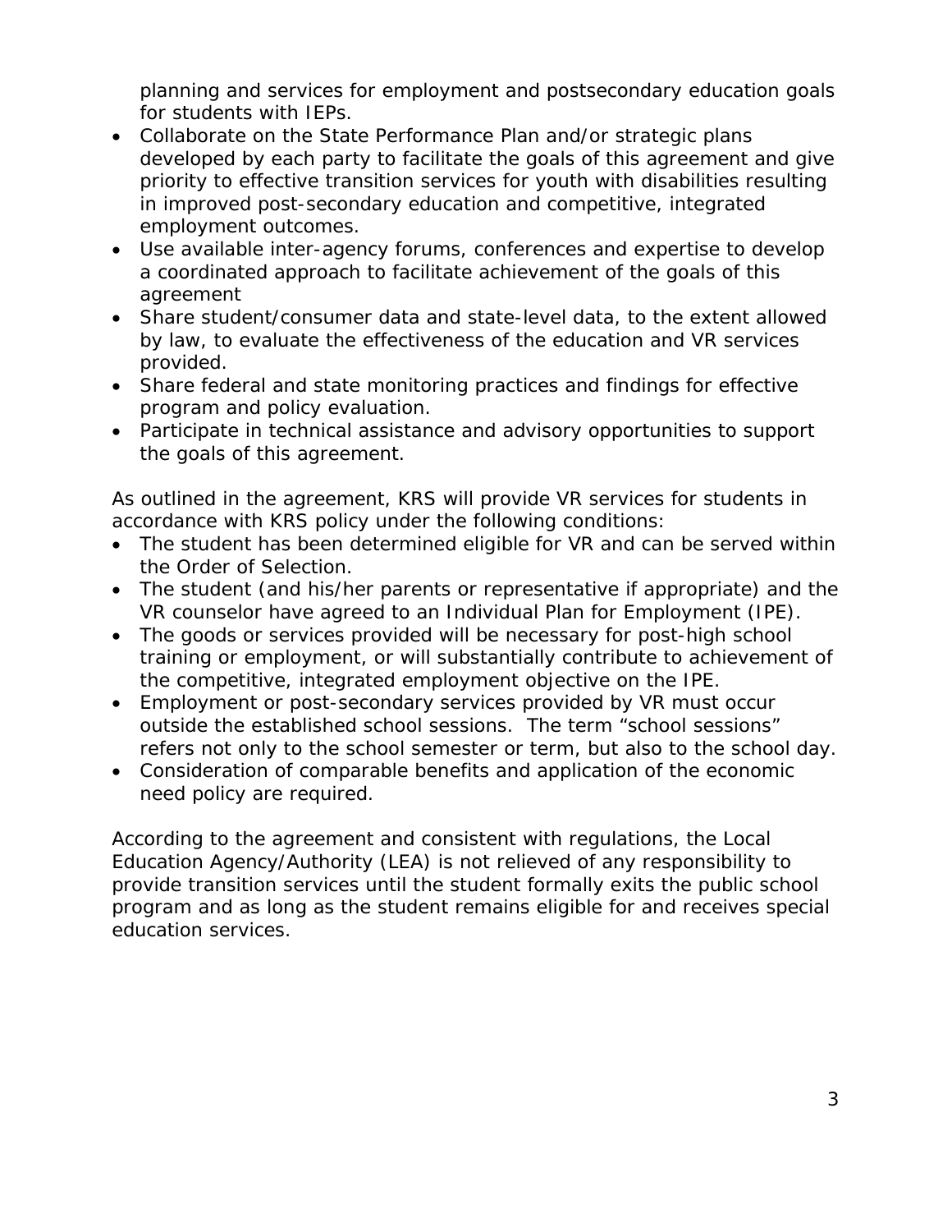planning and services for employment and postsecondary education goals for students with IEPs.

- Collaborate on the State Performance Plan and/or strategic plans developed by each party to facilitate the goals of this agreement and give priority to effective transition services for youth with disabilities resulting in improved post-secondary education and competitive, integrated employment outcomes.
- Use available inter-agency forums, conferences and expertise to develop a coordinated approach to facilitate achievement of the goals of this agreement
- Share student/consumer data and state-level data, to the extent allowed by law, to evaluate the effectiveness of the education and VR services provided.
- Share federal and state monitoring practices and findings for effective program and policy evaluation.
- Participate in technical assistance and advisory opportunities to support the goals of this agreement.

As outlined in the agreement, KRS will provide VR services for students in accordance with KRS policy under the following conditions:

- The student has been determined eligible for VR and can be served within the Order of Selection.
- The student (and his/her parents or representative if appropriate) and the VR counselor have agreed to an Individual Plan for Employment (IPE).
- The goods or services provided will be necessary for post-high school training or employment, or will substantially contribute to achievement of the competitive, integrated employment objective on the IPE.
- Employment or post-secondary services provided by VR must occur outside the established school sessions. The term "school sessions" refers not only to the school semester or term, but also to the school day.
- Consideration of comparable benefits and application of the economic need policy are required.

According to the agreement and consistent with regulations, the Local Education Agency/Authority (LEA) is not relieved of any responsibility to provide transition services until the student formally exits the public school program and as long as the student remains eligible for and receives special education services.